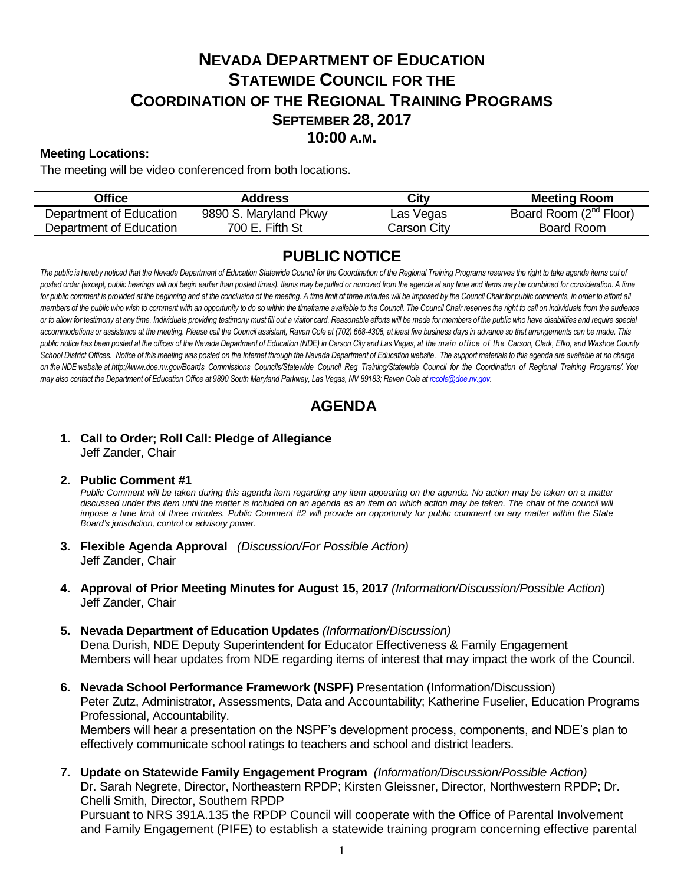# NEVADA DEPARTMENT OF EDUCATION
# STATEWIDE COUNCIL FOR THE COORDINATION OF THE REGIONAL TRAINING PROGRAMS
## SEPTEMBER 28, 2017
## 10:00 A.M.

**Meeting Locations:**

The meeting will be video conferenced from both locations.

| Office | Address | City | Meeting Room |
|---|---|---|---|
| Department of Education | 9890 S. Maryland Pkwy | Las Vegas | Board Room (2nd Floor) |
| Department of Education | 700 E. Fifth St | Carson City | Board Room |

## PUBLIC NOTICE

*The public is hereby noticed that the Nevada Department of Education Statewide Council for the Coordination of the Regional Training Programs reserves the right to take agenda items out of posted order (except, public hearings will not begin earlier than posted times). Items may be pulled or removed from the agenda at any time and items may be combined for consideration. A time for public comment is provided at the beginning and at the conclusion of the meeting. A time limit of three minutes will be imposed by the Council Chair for public comments, in order to afford all members of the public who wish to comment with an opportunity to do so within the timeframe available to the Council. The Council Chair reserves the right to call on individuals from the audience or to allow for testimony at any time. Individuals providing testimony must fill out a visitor card. Reasonable efforts will be made for members of the public who have disabilities and require special accommodations or assistance at the meeting. Please call the Council assistant, Raven Cole at (702) 668-4308, at least five business days in advance so that arrangements can be made. This public notice has been posted at the offices of the Nevada Department of Education (NDE) in Carson City and Las Vegas, at the main office of the Carson, Clark, Elko, and Washoe County School District Offices. Notice of this meeting was posted on the Internet through the Nevada Department of Education website. The support materials to this agenda are available at no charge on the NDE website at http://www.doe.nv.gov/Boards_Commissions_Councils/Statewide_Council_Reg_Training/Statewide_Council_for_the_Coordination_of_Regional_Training_Programs/. You may also contact the Department of Education Office at 9890 South Maryland Parkway, Las Vegas, NV 89183; Raven Cole at rccole@doe.nv.gov.*

## AGENDA

1. **Call to Order; Roll Call: Pledge of Allegiance**
   Jeff Zander, Chair

2. **Public Comment #1**
   *Public Comment will be taken during this agenda item regarding any item appearing on the agenda. No action may be taken on a matter discussed under this item until the matter is included on an agenda as an item on which action may be taken. The chair of the council will impose a time limit of three minutes. Public Comment #2 will provide an opportunity for public comment on any matter within the State Board's jurisdiction, control or advisory power.*

3. **Flexible Agenda Approval** *(Discussion/For Possible Action)*
   Jeff Zander, Chair

4. **Approval of Prior Meeting Minutes for August 15, 2017** *(Information/Discussion/Possible Action)*
   Jeff Zander, Chair

5. **Nevada Department of Education Updates** *(Information/Discussion)*
   Dena Durish, NDE Deputy Superintendent for Educator Effectiveness & Family Engagement
   Members will hear updates from NDE regarding items of interest that may impact the work of the Council.

6. **Nevada School Performance Framework (NSPF)** Presentation (Information/Discussion)
   Peter Zutz, Administrator, Assessments, Data and Accountability; Katherine Fuselier, Education Programs Professional, Accountability.
   Members will hear a presentation on the NSPF's development process, components, and NDE's plan to effectively communicate school ratings to teachers and school and district leaders.

7. **Update on Statewide Family Engagement Program** *(Information/Discussion/Possible Action)*
   Dr. Sarah Negrete, Director, Northeastern RPDP; Kirsten Gleissner, Director, Northwestern RPDP; Dr. Chelli Smith, Director, Southern RPDP
   Pursuant to NRS 391A.135 the RPDP Council will cooperate with the Office of Parental Involvement and Family Engagement (PIFE) to establish a statewide training program concerning effective parental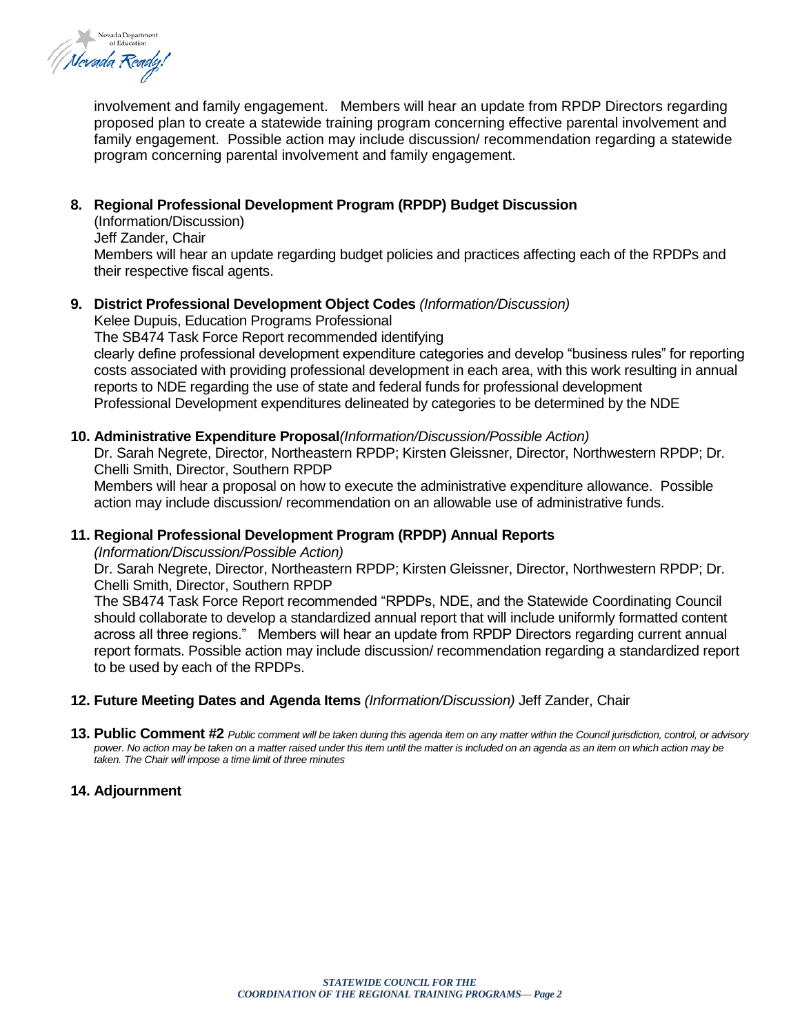involvement and family engagement. Members will hear an update from RPDP Directors regarding proposed plan to create a statewide training program concerning effective parental involvement and family engagement. Possible action may include discussion/ recommendation regarding a statewide program concerning parental involvement and family engagement.

**8. Regional Professional Development Program (RPDP) Budget Discussion**
(Information/Discussion)
Jeff Zander, Chair
Members will hear an update regarding budget policies and practices affecting each of the RPDPs and their respective fiscal agents.

**9. District Professional Development Object Codes** *(Information/Discussion)*
Kelee Dupuis, Education Programs Professional
The SB474 Task Force Report recommended identifying
clearly define professional development expenditure categories and develop "business rules" for reporting costs associated with providing professional development in each area, with this work resulting in annual reports to NDE regarding the use of state and federal funds for professional development
Professional Development expenditures delineated by categories to be determined by the NDE

**10. Administrative Expenditure Proposal***(Information/Discussion/Possible Action)*
Dr. Sarah Negrete, Director, Northeastern RPDP; Kirsten Gleissner, Director, Northwestern RPDP; Dr. Chelli Smith, Director, Southern RPDP
Members will hear a proposal on how to execute the administrative expenditure allowance. Possible action may include discussion/ recommendation on an allowable use of administrative funds.

**11. Regional Professional Development Program (RPDP) Annual Reports**
*(Information/Discussion/Possible Action)*
Dr. Sarah Negrete, Director, Northeastern RPDP; Kirsten Gleissner, Director, Northwestern RPDP; Dr. Chelli Smith, Director, Southern RPDP
The SB474 Task Force Report recommended "RPDPs, NDE, and the Statewide Coordinating Council should collaborate to develop a standardized annual report that will include uniformly formatted content across all three regions." Members will hear an update from RPDP Directors regarding current annual report formats. Possible action may include discussion/ recommendation regarding a standardized report to be used by each of the RPDPs.

**12. Future Meeting Dates and Agenda Items** *(Information/Discussion)* Jeff Zander, Chair

**13. Public Comment #2** *Public comment will be taken during this agenda item on any matter within the Council jurisdiction, control, or advisory power. No action may be taken on a matter raised under this item until the matter is included on an agenda as an item on which action may be taken. The Chair will impose a time limit of three minutes*

**14. Adjournment**